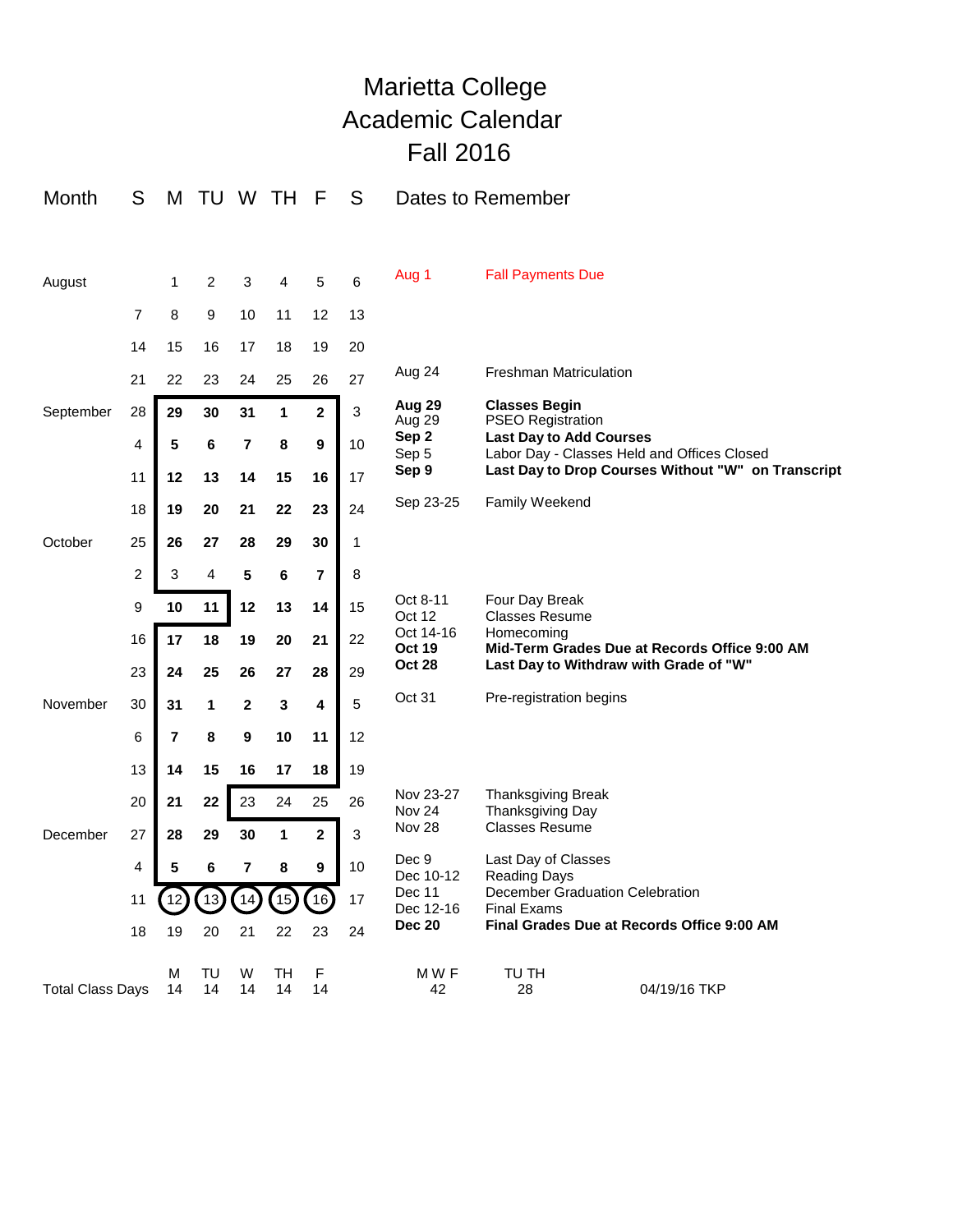# Marietta College
# Academic Calendar
# Fall 2016

| Month | S | M | TU | W | TH | F | S |
|---|---|---|---|---|---|---|---|
| August | | 1 | 2 | 3 | 4 | 5 | 6 |
| | 7 | 8 | 9 | 10 | 11 | 12 | 13 |
| | 14 | 15 | 16 | 17 | 18 | 19 | 20 |
| | 21 | 22 | 23 | 24 | 25 | 26 | 27 |
| September | 28 | **29** | **30** | **31** | **1** | **2** | 3 |
| | 4 | **5** | **6** | **7** | **8** | **9** | 10 |
| | 11 | **12** | **13** | **14** | **15** | **16** | 17 |
| | 18 | **19** | **20** | **21** | **22** | **23** | 24 |
| October | 25 | **26** | **27** | **28** | **29** | **30** | 1 |
| | 2 | 3 | 4 | **5** | **6** | **7** | 8 |
| | 9 | **10** | **11** | **12** | **13** | **14** | 15 |
| | 16 | **17** | **18** | **19** | **20** | **21** | 22 |
| | 23 | **24** | **25** | **26** | **27** | **28** | 29 |
| November | 30 | **31** | **1** | **2** | **3** | **4** | 5 |
| | 6 | **7** | **8** | **9** | **10** | **11** | 12 |
| | 13 | **14** | **15** | **16** | **17** | **18** | 19 |
| | 20 | **21** | **22** | 23 | 24 | 25 | 26 |
| December | 27 | **28** | **29** | **30** | **1** | **2** | 3 |
| | 4 | **5** | **6** | **7** | **8** | **9** | 10 |
| | 11 | (12) | (13) | (14) | (15) | (16) | 17 |
| | 18 | 19 | 20 | 21 | 22 | 23 | 24 |
| Total Class Days | | M 14 | TU 14 | W 14 | TH 14 | F 14 | |

## Dates to Remember

| Date | Event |
|---|---|
| Aug 1 | Fall Payments Due |
| Aug 24 | Freshman Matriculation |
| **Aug 29** | **Classes Begin** |
| Aug 29 | PSEO Registration |
| **Sep 2** | **Last Day to Add Courses** |
| Sep 5 | Labor Day - Classes Held and Offices Closed |
| **Sep 9** | **Last Day to Drop Courses Without "W" on Transcript** |
| Sep 23-25 | Family Weekend |
| Oct 8-11 | Four Day Break |
| Oct 12 | Classes Resume |
| Oct 14-16 | Homecoming |
| **Oct 19** | **Mid-Term Grades Due at Records Office 9:00 AM** |
| **Oct 28** | **Last Day to Withdraw with Grade of "W"** |
| Oct 31 | Pre-registration begins |
| Nov 23-27 | Thanksgiving Break |
| Nov 24 | Thanksgiving Day |
| Nov 28 | Classes Resume |
| Dec 9 | Last Day of Classes |
| Dec 10-12 | Reading Days |
| Dec 11 | December Graduation Celebration |
| Dec 12-16 | Final Exams |
| **Dec 20** | **Final Grades Due at Records Office 9:00 AM** |

| M W F | TU TH |
|---|---|
| 42 | 28 |

04/19/16 TKP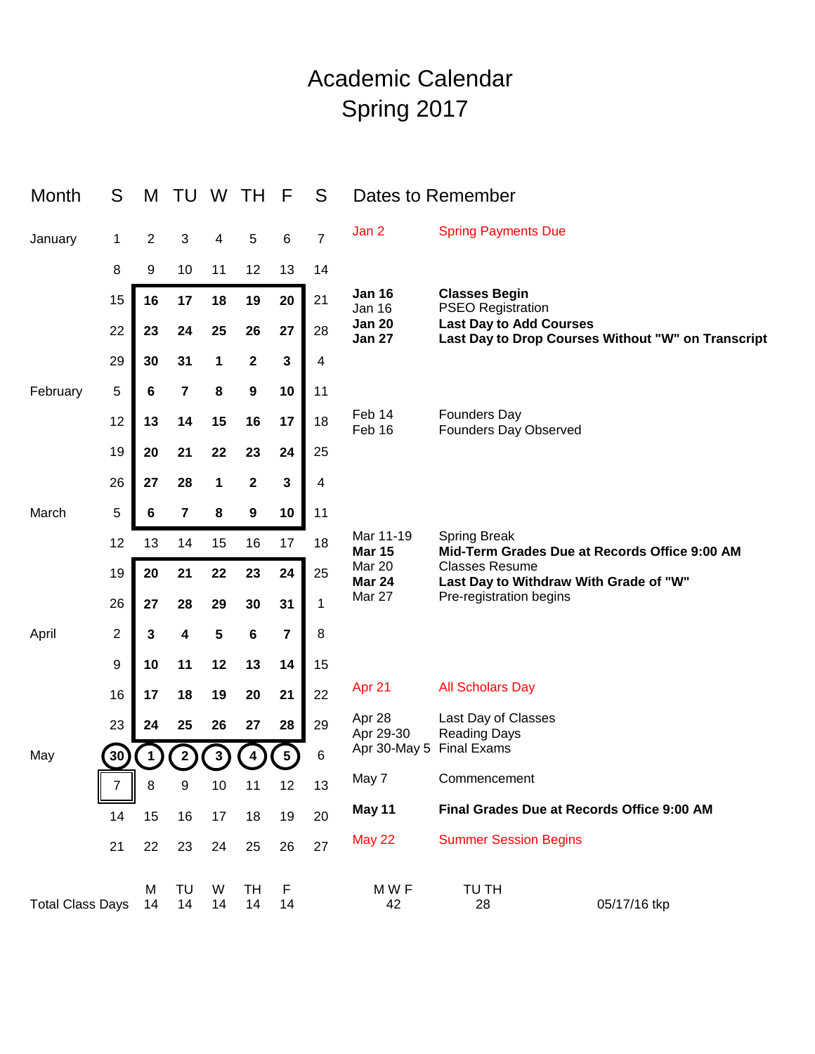# Academic Calendar
## Spring 2017

| Month | S | M | TU | W | TH | F | S |
|---|---|---|---|---|---|---|---|
| January | 1 | 2 | 3 | 4 | 5 | 6 | 7 |
| | 8 | 9 | 10 | 11 | 12 | 13 | 14 |
| | 15 | **16** | **17** | **18** | **19** | **20** | 21 |
| | 22 | **23** | **24** | **25** | **26** | **27** | 28 |
| | 29 | **30** | **31** | **1** | **2** | **3** | 4 |
| February | 5 | **6** | **7** | **8** | **9** | **10** | 11 |
| | 12 | **13** | **14** | **15** | **16** | **17** | 18 |
| | 19 | **20** | **21** | **22** | **23** | **24** | 25 |
| | 26 | **27** | **28** | **1** | **2** | **3** | 4 |
| March | 5 | **6** | **7** | **8** | **9** | **10** | 11 |
| | 12 | 13 | 14 | 15 | 16 | 17 | 18 |
| | 19 | **20** | **21** | **22** | **23** | **24** | 25 |
| | 26 | **27** | **28** | **29** | **30** | **31** | 1 |
| April | 2 | **3** | **4** | **5** | **6** | **7** | 8 |
| | 9 | **10** | **11** | **12** | **13** | **14** | 15 |
| | 16 | **17** | **18** | **19** | **20** | **21** | 22 |
| | 23 | **24** | **25** | **26** | **27** | **28** | 29 |
| May | **30** | **1** | **2** | **3** | **4** | **5** | 6 |
| | 7 | 8 | 9 | 10 | 11 | 12 | 13 |
| | 14 | 15 | 16 | 17 | 18 | 19 | 20 |
| | 21 | 22 | 23 | 24 | 25 | 26 | 27 |

## Dates to Remember

| | |
|---|---|
| Jan 2 | Spring Payments Due |
| **Jan 16** | **Classes Begin** |
| Jan 16 | PSEO Registration |
| **Jan 20** | **Last Day to Add Courses** |
| **Jan 27** | **Last Day to Drop Courses Without "W" on Transcript** |
| Feb 14 | Founders Day |
| Feb 16 | Founders Day Observed |
| Mar 11-19 | Spring Break |
| **Mar 15** | **Mid-Term Grades Due at Records Office 9:00 AM** |
| Mar 20 | Classes Resume |
| **Mar 24** | **Last Day to Withdraw With Grade of "W"** |
| Mar 27 | Pre-registration begins |
| Apr 21 | All Scholars Day |
| Apr 28 | Last Day of Classes |
| Apr 29-30 | Reading Days |
| Apr 30-May 5 | Final Exams |
| May 7 | Commencement |
| **May 11** | **Final Grades Due at Records Office 9:00 AM** |
| May 22 | Summer Session Begins |

| | M | TU | W | TH | F | M W F | TU TH |
|---|---|---|---|---|---|---|---|
| Total Class Days | 14 | 14 | 14 | 14 | 14 | 42 | 28 |

05/17/16 tkp